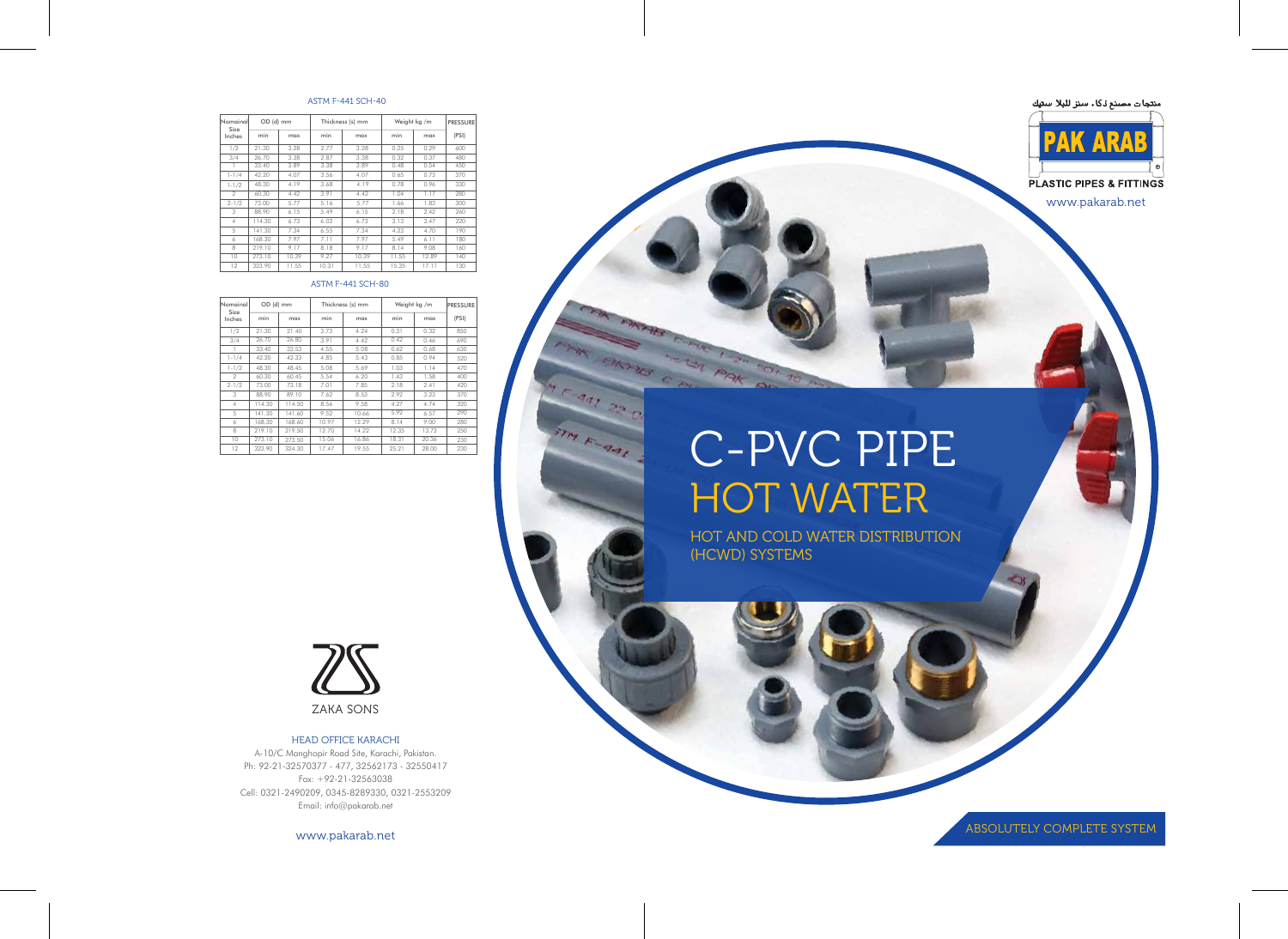## ASTM F-441 SCH-40

| Nomainal Size Inches | OD (d) mm | | Thickness (s) mm | | Weight kg /m | | PRESSURE (PSI) |
|---|---|---|---|---|---|---|---|
| | min | max | min | max | min | max | |
| 1/2 | 21.30 | 3.28 | 2.77 | 3.28 | 0.25 | 0.29 | 600 |
| 3/4 | 26.70 | 3.38 | 2.87 | 3.38 | 0.32 | 0.37 | 480 |
| 1 | 33.40 | 3.89 | 3.38 | 3.89 | 0.48 | 0.54 | 450 |
| 1-1/4 | 42.20 | 4.07 | 3.56 | 4.07 | 0.65 | 0.73 | 370 |
| 1-1/2 | 48.30 | 4.19 | 3.68 | 4.19 | 0.78 | 0.96 | 330 |
| 2 | 60.30 | 4.42 | 3.91 | 4.42 | 1.04 | 1.17 | 280 |
| 2-1/2 | 73.00 | 5.77 | 5.16 | 5.77 | 1.66 | 1.83 | 300 |
| 3 | 88.90 | 6.15 | 5.49 | 6.15 | 2.18 | 2.42 | 260 |
| 4 | 114.30 | 6.73 | 6.02 | 6.73 | 3.13 | 3.47 | 220 |
| 5 | 141.30 | 7.34 | 6.55 | 7.34 | 4.23 | 4.70 | 190 |
| 6 | 168.30 | 7.97 | 7.11 | 7.97 | 5.49 | 6.11 | 180 |
| 8 | 219.10 | 9.17 | 8.18 | 9.17 | 8.14 | 9.08 | 160 |
| 10 | 273.10 | 10.39 | 9.27 | 10.39 | 11.55 | 12.89 | 140 |
| 12 | 323.90 | 11.55 | 10.31 | 11.55 | 15.35 | 17.11 | 130 |

## ASTM F-441 SCH-80

| Nomainal Size Inches | OD (d) mm | | Thickness (s) mm | | Weight kg /m | | PRESSURE (PSI) |
|---|---|---|---|---|---|---|---|
| | min | max | min | max | min | max | |
| 1/2 | 21.30 | 21.40 | 3.73 | 4.24 | 0.31 | 0.32 | 850 |
| 3/4 | 26.70 | 26.80 | 3.91 | 4.42 | 0.42 | 0.46 | 690 |
| 1 | 33.40 | 33.53 | 4.55 | 5.08 | 0.62 | 0.68 | 630 |
| 1-1/4 | 42.20 | 42.33 | 4.85 | 5.43 | 0.85 | 0.94 | 520 |
| 1-1/2 | 48.30 | 48.45 | 5.08 | 5.69 | 1.03 | 1.14 | 470 |
| 2 | 60.30 | 60.45 | 5.54 | 6.20 | 1.43 | 1.58 | 400 |
| 2-1/2 | 73.00 | 73.18 | 7.01 | 7.85 | 2.18 | 2.41 | 420 |
| 3 | 88.90 | 89.10 | 7.62 | 8.53 | 2.92 | 3.23 | 370 |
| 4 | 114.30 | 114.50 | 8.56 | 9.58 | 4.27 | 4.74 | 320 |
| 5 | 141.30 | 141.60 | 9.52 | 10.66 | 5.92 | 6.57 | 290 |
| 6 | 168.30 | 168.60 | 10.97 | 12.29 | 8.14 | 9.00 | 280 |
| 8 | 219.10 | 219.50 | 12.70 | 14.22 | 12.35 | 13.73 | 250 |
| 10 | 273.10 | 273.50 | 15.06 | 16.86 | 18.31 | 20.36 | 230 |
| 12 | 323.90 | 324.30 | 17.47 | 19.55 | 25.21 | 28.00 | 230 |

ZAKA SONS

### HEAD OFFICE KARACHI

A-10/C Manghopir Road Site, Karachi, Pakistan.
Ph: 92-21-32570377 - 477, 32562173 - 32550417
Fax: +92-21-32563038
Cell: 0321-2490209, 0345-8289330, 0321-2553209
Email: info@pakarab.net

www.pakarab.net

منتجات مصنع ذكاء سنز للبلا ستيك

PAK ARAB

PLASTIC PIPES & FITTINGS

www.pakarab.net

# C-PVC PIPE HOT WATER

HOT AND COLD WATER DISTRIBUTION (HCWD) SYSTEMS

ABSOLUTELY COMPLETE SYSTEM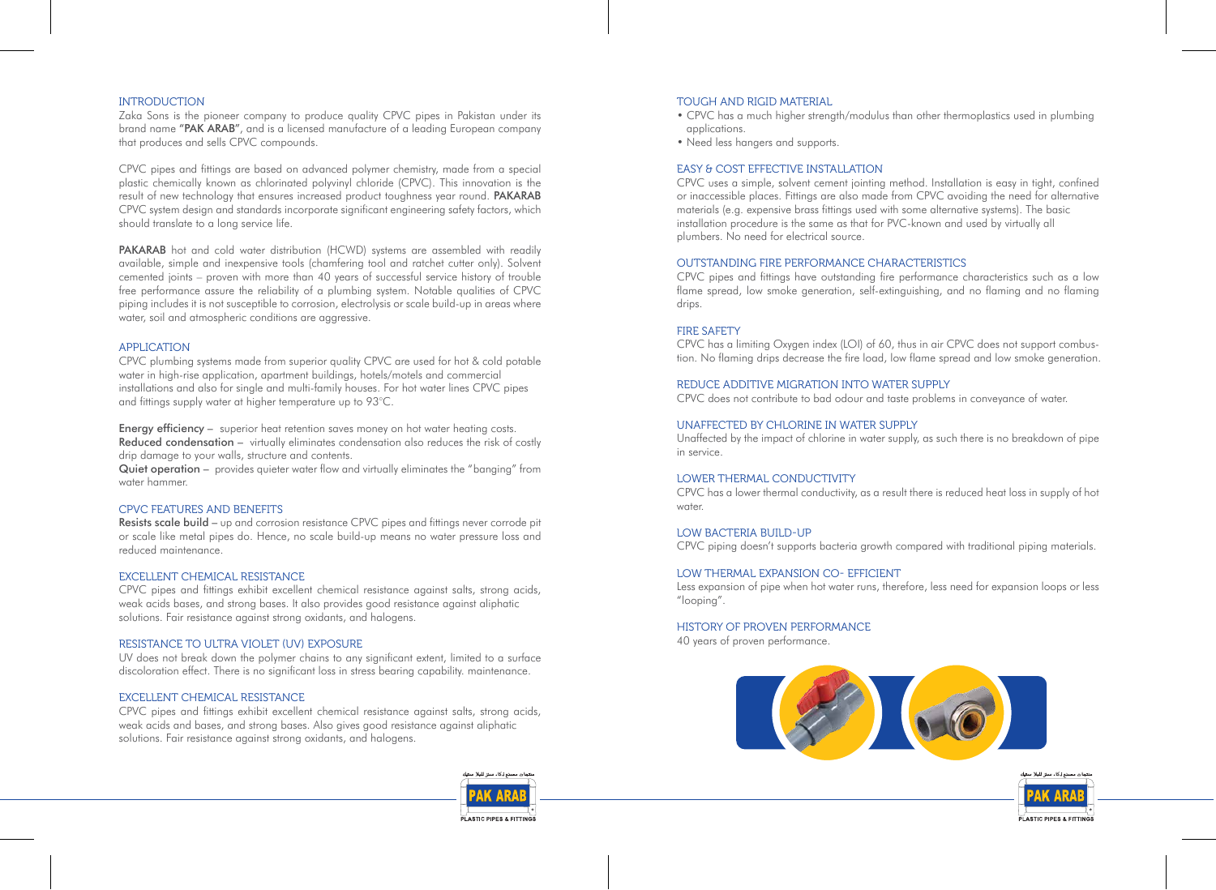## INTRODUCTION

Zaka Sons is the pioneer company to produce quality CPVC pipes in Pakistan under its brand name "**PAK ARAB**", and is a licensed manufacture of a leading European company that produces and sells CPVC compounds.

CPVC pipes and fittings are based on advanced polymer chemistry, made from a special plastic chemically known as chlorinated polyvinyl chloride (CPVC). This innovation is the result of new technology that ensures increased product toughness year round. **PAKARAB** CPVC system design and standards incorporate significant engineering safety factors, which should translate to a long service life.

**PAKARAB** hot and cold water distribution (HCWD) systems are assembled with readily available, simple and inexpensive tools (chamfering tool and ratchet cutter only). Solvent cemented joints – proven with more than 40 years of successful service history of trouble free performance assure the reliability of a plumbing system. Notable qualities of CPVC piping includes it is not susceptible to corrosion, electrolysis or scale build-up in areas where water, soil and atmospheric conditions are aggressive.

## APPLICATION

CPVC plumbing systems made from superior quality CPVC are used for hot & cold potable water in high-rise application, apartment buildings, hotels/motels and commercial installations and also for single and multi-family houses. For hot water lines CPVC pipes and fittings supply water at higher temperature up to 93°C.

**Energy efficiency** – superior heat retention saves money on hot water heating costs.
**Reduced condensation** – virtually eliminates condensation also reduces the risk of costly drip damage to your walls, structure and contents.
**Quiet operation** – provides quieter water flow and virtually eliminates the "banging" from water hammer.

## CPVC FEATURES AND BENEFITS

**Resists scale build** – up and corrosion resistance CPVC pipes and fittings never corrode pit or scale like metal pipes do. Hence, no scale build-up means no water pressure loss and reduced maintenance.

## EXCELLENT CHEMICAL RESISTANCE

CPVC pipes and fittings exhibit excellent chemical resistance against salts, strong acids, weak acids bases, and strong bases. It also provides good resistance against aliphatic solutions. Fair resistance against strong oxidants, and halogens.

## RESISTANCE TO ULTRA VIOLET (UV) EXPOSURE

UV does not break down the polymer chains to any significant extent, limited to a surface discoloration effect. There is no significant loss in stress bearing capability. maintenance.

## EXCELLENT CHEMICAL RESISTANCE

CPVC pipes and fittings exhibit excellent chemical resistance against salts, strong acids, weak acids and bases, and strong bases. Also gives good resistance against aliphatic solutions. Fair resistance against strong oxidants, and halogens.

## TOUGH AND RIGID MATERIAL

- CPVC has a much higher strength/modulus than other thermoplastics used in plumbing applications.
- Need less hangers and supports.

## EASY & COST EFFECTIVE INSTALLATION

CPVC uses a simple, solvent cement jointing method. Installation is easy in tight, confined or inaccessible places. Fittings are also made from CPVC avoiding the need for alternative materials (e.g. expensive brass fittings used with some alternative systems). The basic installation procedure is the same as that for PVC-known and used by virtually all plumbers. No need for electrical source.

## OUTSTANDING FIRE PERFORMANCE CHARACTERISTICS

CPVC pipes and fittings have outstanding fire performance characteristics such as a low flame spread, low smoke generation, self-extinguishing, and no flaming and no flaming drips.

## FIRE SAFETY

CPVC has a limiting Oxygen index (LOI) of 60, thus in air CPVC does not support combustion. No flaming drips decrease the fire load, low flame spread and low smoke generation.

## REDUCE ADDITIVE MIGRATION INTO WATER SUPPLY

CPVC does not contribute to bad odour and taste problems in conveyance of water.

## UNAFFECTED BY CHLORINE IN WATER SUPPLY

Unaffected by the impact of chlorine in water supply, as such there is no breakdown of pipe in service.

## LOWER THERMAL CONDUCTIVITY

CPVC has a lower thermal conductivity, as a result there is reduced heat loss in supply of hot water.

## LOW BACTERIA BUILD-UP

CPVC piping doesn't supports bacteria growth compared with traditional piping materials.

## LOW THERMAL EXPANSION CO- EFFICIENT

Less expansion of pipe when hot water runs, therefore, less need for expansion loops or less "looping".

## HISTORY OF PROVEN PERFORMANCE

40 years of proven performance.